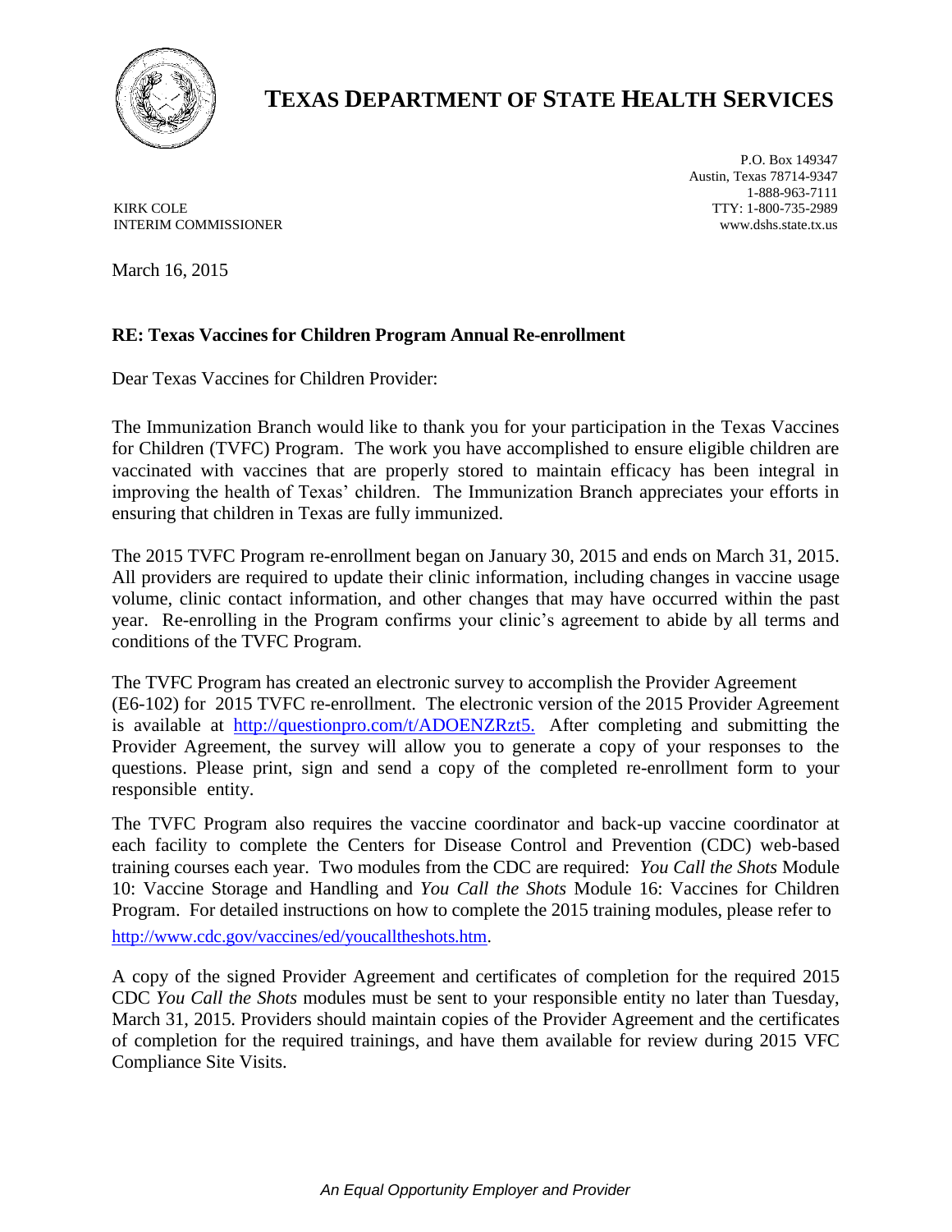# TEXAS DEPARTMENT OF STATE HEALTH SERVICES

KIRK COLE
INTERIM COMMISSIONER

P.O. Box 149347
Austin, Texas 78714-9347
1-888-963-7111
TTY: 1-800-735-2989
www.dshs.state.tx.us

March 16, 2015

**RE: Texas Vaccines for Children Program Annual Re-enrollment**

Dear Texas Vaccines for Children Provider:

The Immunization Branch would like to thank you for your participation in the Texas Vaccines for Children (TVFC) Program. The work you have accomplished to ensure eligible children are vaccinated with vaccines that are properly stored to maintain efficacy has been integral in improving the health of Texas' children. The Immunization Branch appreciates your efforts in ensuring that children in Texas are fully immunized.

The 2015 TVFC Program re-enrollment began on January 30, 2015 and ends on March 31, 2015. All providers are required to update their clinic information, including changes in vaccine usage volume, clinic contact information, and other changes that may have occurred within the past year. Re-enrolling in the Program confirms your clinic's agreement to abide by all terms and conditions of the TVFC Program.

The TVFC Program has created an electronic survey to accomplish the Provider Agreement (E6-102) for 2015 TVFC re-enrollment. The electronic version of the 2015 Provider Agreement is available at http://questionpro.com/t/ADOENZRzt5. After completing and submitting the Provider Agreement, the survey will allow you to generate a copy of your responses to the questions. Please print, sign and send a copy of the completed re-enrollment form to your responsible entity.

The TVFC Program also requires the vaccine coordinator and back-up vaccine coordinator at each facility to complete the Centers for Disease Control and Prevention (CDC) web-based training courses each year. Two modules from the CDC are required: *You Call the Shots* Module 10: Vaccine Storage and Handling and *You Call the Shots* Module 16: Vaccines for Children Program. For detailed instructions on how to complete the 2015 training modules, please refer to http://www.cdc.gov/vaccines/ed/youcalltheshots.htm.

A copy of the signed Provider Agreement and certificates of completion for the required 2015 CDC *You Call the Shots* modules must be sent to your responsible entity no later than Tuesday, March 31, 2015. Providers should maintain copies of the Provider Agreement and the certificates of completion for the required trainings, and have them available for review during 2015 VFC Compliance Site Visits.

*An Equal Opportunity Employer and Provider*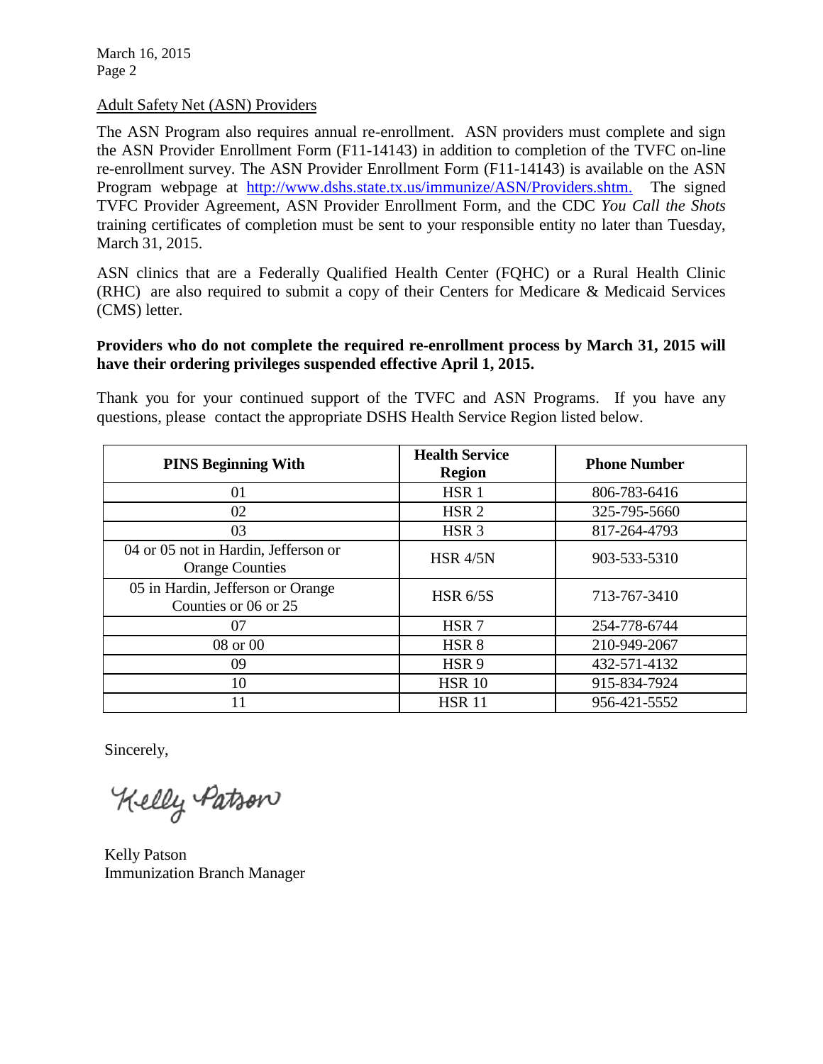March 16, 2015
Page 2

Adult Safety Net (ASN) Providers

The ASN Program also requires annual re-enrollment. ASN providers must complete and sign the ASN Provider Enrollment Form (F11-14143) in addition to completion of the TVFC on-line re-enrollment survey. The ASN Provider Enrollment Form (F11-14143) is available on the ASN Program webpage at [http://www.dshs.state.tx.us/immunize/ASN/Providers.shtm.](http://www.dshs.state.tx.us/immunize/ASN/Providers.shtm) The signed TVFC Provider Agreement, ASN Provider Enrollment Form, and the CDC *You Call the Shots* training certificates of completion must be sent to your responsible entity no later than Tuesday, March 31, 2015.

ASN clinics that are a Federally Qualified Health Center (FQHC) or a Rural Health Clinic (RHC) are also required to submit a copy of their Centers for Medicare & Medicaid Services (CMS) letter.

**Providers who do not complete the required re-enrollment process by March 31, 2015 will have their ordering privileges suspended effective April 1, 2015.**

Thank you for your continued support of the TVFC and ASN Programs. If you have any questions, please contact the appropriate DSHS Health Service Region listed below.

| PINS Beginning With | Health Service Region | Phone Number |
|---|---|---|
| 01 | HSR 1 | 806-783-6416 |
| 02 | HSR 2 | 325-795-5660 |
| 03 | HSR 3 | 817-264-4793 |
| 04 or 05 not in Hardin, Jefferson or Orange Counties | HSR 4/5N | 903-533-5310 |
| 05 in Hardin, Jefferson or Orange Counties or 06 or 25 | HSR 6/5S | 713-767-3410 |
| 07 | HSR 7 | 254-778-6744 |
| 08 or 00 | HSR 8 | 210-949-2067 |
| 09 | HSR 9 | 432-571-4132 |
| 10 | HSR 10 | 915-834-7924 |
| 11 | HSR 11 | 956-421-5552 |

Sincerely,

Kelly Patson

Kelly Patson
Immunization Branch Manager